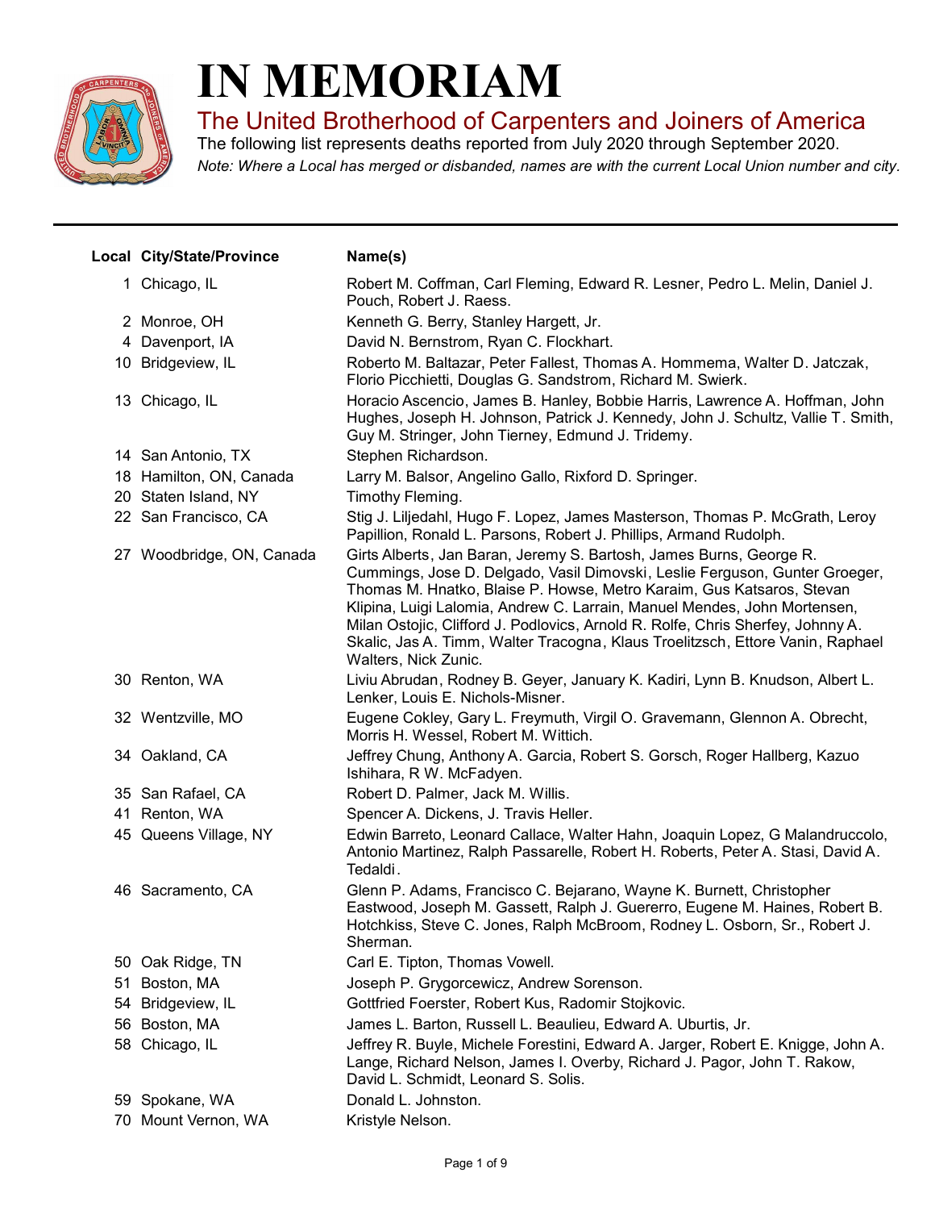# IN MEMORIAM

## The United Brotherhood of Carpenters and Joiners of America

The following list represents deaths reported from July 2020 through September 2020.

*Note: Where a Local has merged or disbanded, names are with the current Local Union number and city.*

---

| Local | City/State/Province | Name(s) |
|---|---|---|
| 1 | Chicago, IL | Robert M. Coffman, Carl Fleming, Edward R. Lesner, Pedro L. Melin, Daniel J. Pouch, Robert J. Raess. |
| 2 | Monroe, OH | Kenneth G. Berry, Stanley Hargett, Jr. |
| 4 | Davenport, IA | David N. Bernstrom, Ryan C. Flockhart. |
| 10 | Bridgeview, IL | Roberto M. Baltazar, Peter Fallest, Thomas A. Hommema, Walter D. Jatczak, Florio Picchietti, Douglas G. Sandstrom, Richard M. Swierk. |
| 13 | Chicago, IL | Horacio Ascencio, James B. Hanley, Bobbie Harris, Lawrence A. Hoffman, John Hughes, Joseph H. Johnson, Patrick J. Kennedy, John J. Schultz, Vallie T. Smith, Guy M. Stringer, John Tierney, Edmund J. Tridemy. |
| 14 | San Antonio, TX | Stephen Richardson. |
| 18 | Hamilton, ON, Canada | Larry M. Balsor, Angelino Gallo, Rixford D. Springer. |
| 20 | Staten Island, NY | Timothy Fleming. |
| 22 | San Francisco, CA | Stig J. Liljedahl, Hugo F. Lopez, James Masterson, Thomas P. McGrath, Leroy Papillion, Ronald L. Parsons, Robert J. Phillips, Armand Rudolph. |
| 27 | Woodbridge, ON, Canada | Girts Alberts, Jan Baran, Jeremy S. Bartosh, James Burns, George R. Cummings, Jose D. Delgado, Vasil Dimovski, Leslie Ferguson, Gunter Groeger, Thomas M. Hnatko, Blaise P. Howse, Metro Karaim, Gus Katsaros, Stevan Klipina, Luigi Lalomia, Andrew C. Larrain, Manuel Mendes, John Mortensen, Milan Ostojic, Clifford J. Podlovics, Arnold R. Rolfe, Chris Sherfey, Johnny A. Skalic, Jas A. Timm, Walter Tracogna, Klaus Troelitzsch, Ettore Vanin, Raphael Walters, Nick Zunic. |
| 30 | Renton, WA | Liviu Abrudan, Rodney B. Geyer, January K. Kadiri, Lynn B. Knudson, Albert L. Lenker, Louis E. Nichols-Misner. |
| 32 | Wentzville, MO | Eugene Cokley, Gary L. Freymuth, Virgil O. Gravemann, Glennon A. Obrecht, Morris H. Wessel, Robert M. Wittich. |
| 34 | Oakland, CA | Jeffrey Chung, Anthony A. Garcia, Robert S. Gorsch, Roger Hallberg, Kazuo Ishihara, R W. McFadyen. |
| 35 | San Rafael, CA | Robert D. Palmer, Jack M. Willis. |
| 41 | Renton, WA | Spencer A. Dickens, J. Travis Heller. |
| 45 | Queens Village, NY | Edwin Barreto, Leonard Callace, Walter Hahn, Joaquin Lopez, G Malandruccolo, Antonio Martinez, Ralph Passarelle, Robert H. Roberts, Peter A. Stasi, David A. Tedaldi. |
| 46 | Sacramento, CA | Glenn P. Adams, Francisco C. Bejarano, Wayne K. Burnett, Christopher Eastwood, Joseph M. Gassett, Ralph J. Guererro, Eugene M. Haines, Robert B. Hotchkiss, Steve C. Jones, Ralph McBroom, Rodney L. Osborn, Sr., Robert J. Sherman. |
| 50 | Oak Ridge, TN | Carl E. Tipton, Thomas Vowell. |
| 51 | Boston, MA | Joseph P. Grygorcewicz, Andrew Sorenson. |
| 54 | Bridgeview, IL | Gottfried Foerster, Robert Kus, Radomir Stojkovic. |
| 56 | Boston, MA | James L. Barton, Russell L. Beaulieu, Edward A. Uburtis, Jr. |
| 58 | Chicago, IL | Jeffrey R. Buyle, Michele Forestini, Edward A. Jarger, Robert E. Knigge, John A. Lange, Richard Nelson, James I. Overby, Richard J. Pagor, John T. Rakow, David L. Schmidt, Leonard S. Solis. |
| 59 | Spokane, WA | Donald L. Johnston. |
| 70 | Mount Vernon, WA | Kristyle Nelson. |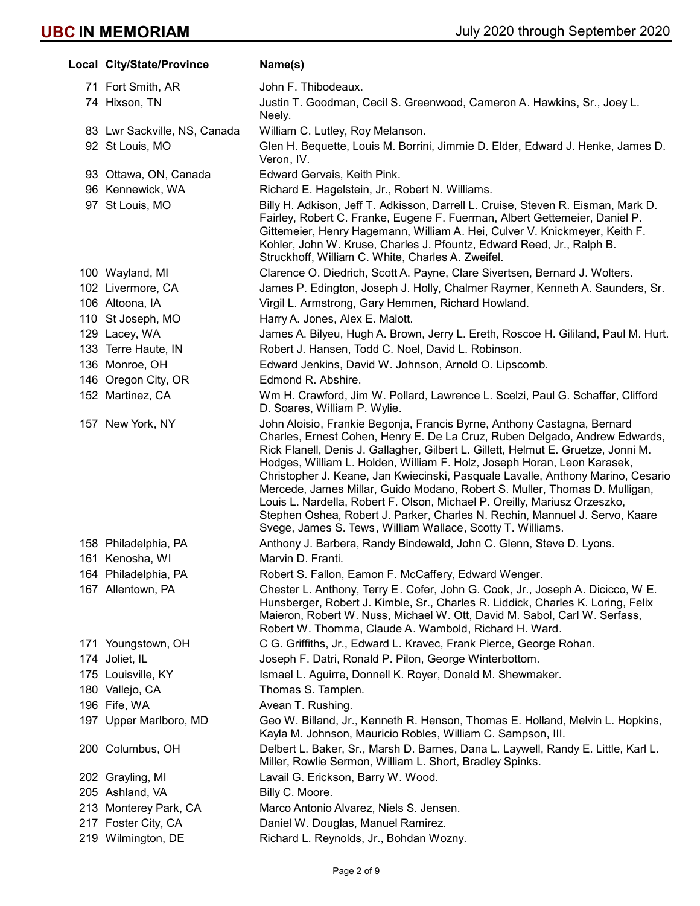| Local | City/State/Province | Name(s) |
|---|---|---|
| 71 | Fort Smith, AR | John F. Thibodeaux. |
| 74 | Hixson, TN | Justin T. Goodman, Cecil S. Greenwood, Cameron A. Hawkins, Sr., Joey L. Neely. |
| 83 | Lwr Sackville, NS, Canada | William C. Lutley, Roy Melanson. |
| 92 | St Louis, MO | Glen H. Bequette, Louis M. Borrini, Jimmie D. Elder, Edward J. Henke, James D. Veron, IV. |
| 93 | Ottawa, ON, Canada | Edward Gervais, Keith Pink. |
| 96 | Kennewick, WA | Richard E. Hagelstein, Jr., Robert N. Williams. |
| 97 | St Louis, MO | Billy H. Adkison, Jeff T. Adkisson, Darrell L. Cruise, Steven R. Eisman, Mark D. Fairley, Robert C. Franke, Eugene F. Fuerman, Albert Gettemeier, Daniel P. Gittemeier, Henry Hagemann, William A. Hei, Culver V. Knickmeyer, Keith F. Kohler, John W. Kruse, Charles J. Pfountz, Edward Reed, Jr., Ralph B. Struckhoff, William C. White, Charles A. Zweifel. |
| 100 | Wayland, MI | Clarence O. Diedrich, Scott A. Payne, Clare Sivertsen, Bernard J. Wolters. |
| 102 | Livermore, CA | James P. Edington, Joseph J. Holly, Chalmer Raymer, Kenneth A. Saunders, Sr. |
| 106 | Altoona, IA | Virgil L. Armstrong, Gary Hemmen, Richard Howland. |
| 110 | St Joseph, MO | Harry A. Jones, Alex E. Malott. |
| 129 | Lacey, WA | James A. Bilyeu, Hugh A. Brown, Jerry L. Ereth, Roscoe H. Gililand, Paul M. Hurt. |
| 133 | Terre Haute, IN | Robert J. Hansen, Todd C. Noel, David L. Robinson. |
| 136 | Monroe, OH | Edward Jenkins, David W. Johnson, Arnold O. Lipscomb. |
| 146 | Oregon City, OR | Edmond R. Abshire. |
| 152 | Martinez, CA | Wm H. Crawford, Jim W. Pollard, Lawrence L. Scelzi, Paul G. Schaffer, Clifford D. Soares, William P. Wylie. |
| 157 | New York, NY | John Aloisio, Frankie Begonja, Francis Byrne, Anthony Castagna, Bernard Charles, Ernest Cohen, Henry E. De La Cruz, Ruben Delgado, Andrew Edwards, Rick Flanell, Denis J. Gallagher, Gilbert L. Gillett, Helmut E. Gruetze, Jonni M. Hodges, William L. Holden, William F. Holz, Joseph Horan, Leon Karasek, Christopher J. Keane, Jan Kwiecinski, Pasquale Lavalle, Anthony Marino, Cesario Mercede, James Millar, Guido Modano, Robert S. Muller, Thomas D. Mulligan, Louis L. Nardella, Robert F. Olson, Michael P. Oreilly, Mariusz Orzeszko, Stephen Oshea, Robert J. Parker, Charles N. Rechin, Mannuel J. Servo, Kaare Svege, James S. Tews, William Wallace, Scotty T. Williams. |
| 158 | Philadelphia, PA | Anthony J. Barbera, Randy Bindewald, John C. Glenn, Steve D. Lyons. |
| 161 | Kenosha, WI | Marvin D. Franti. |
| 164 | Philadelphia, PA | Robert S. Fallon, Eamon F. McCaffery, Edward Wenger. |
| 167 | Allentown, PA | Chester L. Anthony, Terry E. Cofer, John G. Cook, Jr., Joseph A. Dicicco, W E. Hunsberger, Robert J. Kimble, Sr., Charles R. Liddick, Charles K. Loring, Felix Maieron, Robert W. Nuss, Michael W. Ott, David M. Sabol, Carl W. Serfass, Robert W. Thomma, Claude A. Wambold, Richard H. Ward. |
| 171 | Youngstown, OH | C G. Griffiths, Jr., Edward L. Kravec, Frank Pierce, George Rohan. |
| 174 | Joliet, IL | Joseph F. Datri, Ronald P. Pilon, George Winterbottom. |
| 175 | Louisville, KY | Ismael L. Aguirre, Donnell K. Royer, Donald M. Shewmaker. |
| 180 | Vallejo, CA | Thomas S. Tamplen. |
| 196 | Fife, WA | Avean T. Rushing. |
| 197 | Upper Marlboro, MD | Geo W. Billand, Jr., Kenneth R. Henson, Thomas E. Holland, Melvin L. Hopkins, Kayla M. Johnson, Mauricio Robles, William C. Sampson, III. |
| 200 | Columbus, OH | Delbert L. Baker, Sr., Marsh D. Barnes, Dana L. Laywell, Randy E. Little, Karl L. Miller, Rowlie Sermon, William L. Short, Bradley Spinks. |
| 202 | Grayling, MI | Lavail G. Erickson, Barry W. Wood. |
| 205 | Ashland, VA | Billy C. Moore. |
| 213 | Monterey Park, CA | Marco Antonio Alvarez, Niels S. Jensen. |
| 217 | Foster City, CA | Daniel W. Douglas, Manuel Ramirez. |
| 219 | Wilmington, DE | Richard L. Reynolds, Jr., Bohdan Wozny. |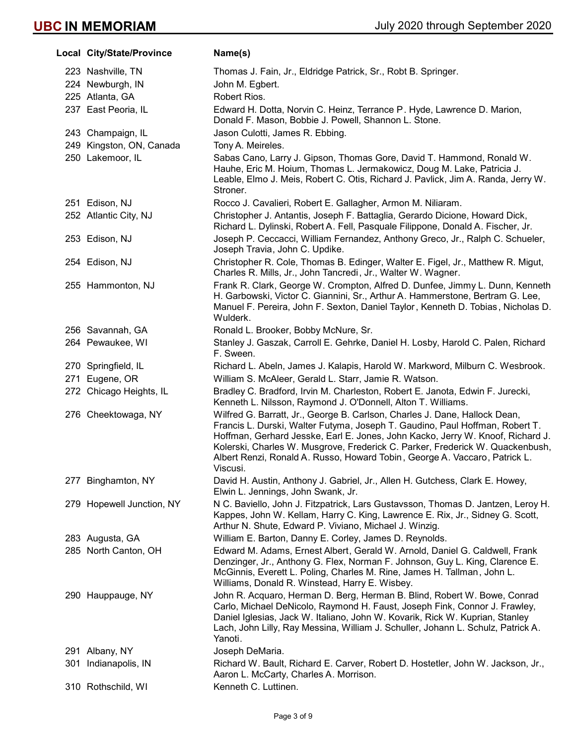# UBC IN MEMORIAM

July 2020 through September 2020

| Local | City/State/Province | Name(s) |
|---|---|---|
| 223 | Nashville, TN | Thomas J. Fain, Jr., Eldridge Patrick, Sr., Robt B. Springer. |
| 224 | Newburgh, IN | John M. Egbert. |
| 225 | Atlanta, GA | Robert Rios. |
| 237 | East Peoria, IL | Edward H. Dotta, Norvin C. Heinz, Terrance P. Hyde, Lawrence D. Marion, Donald F. Mason, Bobbie J. Powell, Shannon L. Stone. |
| 243 | Champaign, IL | Jason Culotti, James R. Ebbing. |
| 249 | Kingston, ON, Canada | Tony A. Meireles. |
| 250 | Lakemoor, IL | Sabas Cano, Larry J. Gipson, Thomas Gore, David T. Hammond, Ronald W. Hauhe, Eric M. Hoium, Thomas L. Jermakowicz, Doug M. Lake, Patricia J. Leable, Elmo J. Meis, Robert C. Otis, Richard J. Pavlick, Jim A. Randa, Jerry W. Stroner. |
| 251 | Edison, NJ | Rocco J. Cavalieri, Robert E. Gallagher, Armon M. Niliaram. |
| 252 | Atlantic City, NJ | Christopher J. Antantis, Joseph F. Battaglia, Gerardo Dicione, Howard Dick, Richard L. Dylinski, Robert A. Fell, Pasquale Filippone, Donald A. Fischer, Jr. |
| 253 | Edison, NJ | Joseph P. Ceccacci, William Fernandez, Anthony Greco, Jr., Ralph C. Schueler, Joseph Travia, John C. Updike. |
| 254 | Edison, NJ | Christopher R. Cole, Thomas B. Edinger, Walter E. Figel, Jr., Matthew R. Migut, Charles R. Mills, Jr., John Tancredi, Jr., Walter W. Wagner. |
| 255 | Hammonton, NJ | Frank R. Clark, George W. Crompton, Alfred D. Dunfee, Jimmy L. Dunn, Kenneth H. Garbowski, Victor C. Giannini, Sr., Arthur A. Hammerstone, Bertram G. Lee, Manuel F. Pereira, John F. Sexton, Daniel Taylor, Kenneth D. Tobias, Nicholas D. Wulderk. |
| 256 | Savannah, GA | Ronald L. Brooker, Bobby McNure, Sr. |
| 264 | Pewaukee, WI | Stanley J. Gaszak, Carroll E. Gehrke, Daniel H. Losby, Harold C. Palen, Richard F. Sween. |
| 270 | Springfield, IL | Richard L. Abeln, James J. Kalapis, Harold W. Markword, Milburn C. Wesbrook. |
| 271 | Eugene, OR | William S. McAleer, Gerald L. Starr, Jamie R. Watson. |
| 272 | Chicago Heights, IL | Bradley C. Bradford, Irvin M. Charleston, Robert E. Janota, Edwin F. Jurecki, Kenneth L. Nilsson, Raymond J. O'Donnell, Alton T. Williams. |
| 276 | Cheektowaga, NY | Wilfred G. Barratt, Jr., George B. Carlson, Charles J. Dane, Hallock Dean, Francis L. Durski, Walter Futyma, Joseph T. Gaudino, Paul Hoffman, Robert T. Hoffman, Gerhard Jesske, Earl E. Jones, John Kacko, Jerry W. Knoof, Richard J. Kolerski, Charles W. Musgrove, Frederick C. Parker, Frederick W. Quackenbush, Albert Renzi, Ronald A. Russo, Howard Tobin, George A. Vaccaro, Patrick L. Viscusi. |
| 277 | Binghamton, NY | David H. Austin, Anthony J. Gabriel, Jr., Allen H. Gutchess, Clark E. Howey, Elwin L. Jennings, John Swank, Jr. |
| 279 | Hopewell Junction, NY | N C. Baviello, John J. Fitzpatrick, Lars Gustavsson, Thomas D. Jantzen, Leroy H. Kappes, John W. Kellam, Harry C. King, Lawrence E. Rix, Jr., Sidney G. Scott, Arthur N. Shute, Edward P. Viviano, Michael J. Winzig. |
| 283 | Augusta, GA | William E. Barton, Danny E. Corley, James D. Reynolds. |
| 285 | North Canton, OH | Edward M. Adams, Ernest Albert, Gerald W. Arnold, Daniel G. Caldwell, Frank Denzinger, Jr., Anthony G. Flex, Norman F. Johnson, Guy L. King, Clarence E. McGinnis, Everett L. Poling, Charles M. Rine, James H. Tallman, John L. Williams, Donald R. Winstead, Harry E. Wisbey. |
| 290 | Hauppauge, NY | John R. Acquaro, Herman D. Berg, Herman B. Blind, Robert W. Bowe, Conrad Carlo, Michael DeNicolo, Raymond H. Faust, Joseph Fink, Connor J. Frawley, Daniel Iglesias, Jack W. Italiano, John W. Kovarik, Rick W. Kuprian, Stanley Lach, John Lilly, Ray Messina, William J. Schuller, Johann L. Schulz, Patrick A. Yanoti. |
| 291 | Albany, NY | Joseph DeMaria. |
| 301 | Indianapolis, IN | Richard W. Bault, Richard E. Carver, Robert D. Hostetler, John W. Jackson, Jr., Aaron L. McCarty, Charles A. Morrison. |
| 310 | Rothschild, WI | Kenneth C. Luttinen. |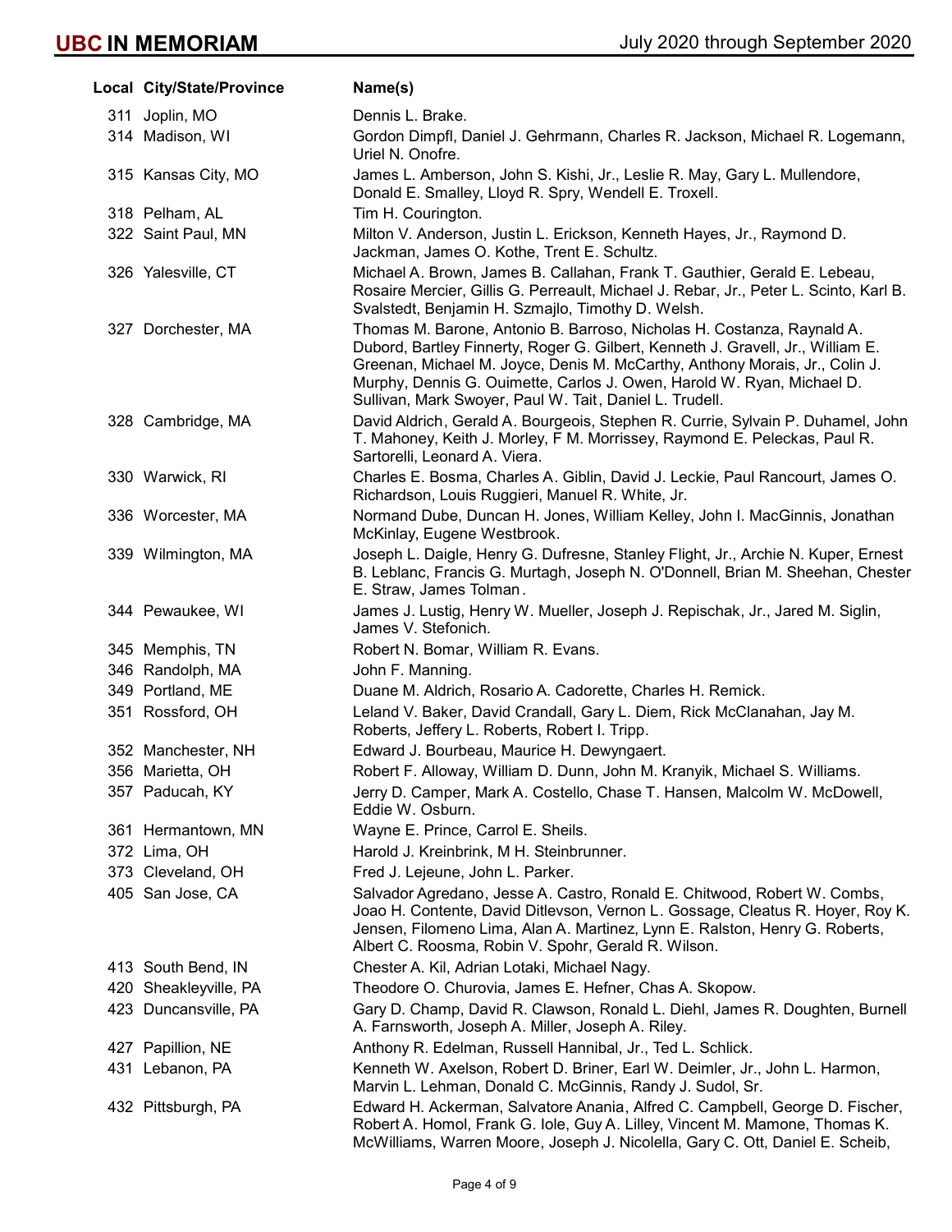| Local | City/State/Province | Name(s) |
|---|---|---|
| 311 | Joplin, MO | Dennis L. Brake. |
| 314 | Madison, WI | Gordon Dimpfl, Daniel J. Gehrmann, Charles R. Jackson, Michael R. Logemann, Uriel N. Onofre. |
| 315 | Kansas City, MO | James L. Amberson, John S. Kishi, Jr., Leslie R. May, Gary L. Mullendore, Donald E. Smalley, Lloyd R. Spry, Wendell E. Troxell. |
| 318 | Pelham, AL | Tim H. Courington. |
| 322 | Saint Paul, MN | Milton V. Anderson, Justin L. Erickson, Kenneth Hayes, Jr., Raymond D. Jackman, James O. Kothe, Trent E. Schultz. |
| 326 | Yalesville, CT | Michael A. Brown, James B. Callahan, Frank T. Gauthier, Gerald E. Lebeau, Rosaire Mercier, Gillis G. Perreault, Michael J. Rebar, Jr., Peter L. Scinto, Karl B. Svalstedt, Benjamin H. Szmajlo, Timothy D. Welsh. |
| 327 | Dorchester, MA | Thomas M. Barone, Antonio B. Barroso, Nicholas H. Costanza, Raynald A. Dubord, Bartley Finnerty, Roger G. Gilbert, Kenneth J. Gravell, Jr., William E. Greenan, Michael M. Joyce, Denis M. McCarthy, Anthony Morais, Jr., Colin J. Murphy, Dennis G. Ouimette, Carlos J. Owen, Harold W. Ryan, Michael D. Sullivan, Mark Swoyer, Paul W. Tait, Daniel L. Trudell. |
| 328 | Cambridge, MA | David Aldrich, Gerald A. Bourgeois, Stephen R. Currie, Sylvain P. Duhamel, John T. Mahoney, Keith J. Morley, F M. Morrissey, Raymond E. Peleckas, Paul R. Sartorelli, Leonard A. Viera. |
| 330 | Warwick, RI | Charles E. Bosma, Charles A. Giblin, David J. Leckie, Paul Rancourt, James O. Richardson, Louis Ruggieri, Manuel R. White, Jr. |
| 336 | Worcester, MA | Normand Dube, Duncan H. Jones, William Kelley, John I. MacGinnis, Jonathan McKinlay, Eugene Westbrook. |
| 339 | Wilmington, MA | Joseph L. Daigle, Henry G. Dufresne, Stanley Flight, Jr., Archie N. Kuper, Ernest B. Leblanc, Francis G. Murtagh, Joseph N. O'Donnell, Brian M. Sheehan, Chester E. Straw, James Tolman. |
| 344 | Pewaukee, WI | James J. Lustig, Henry W. Mueller, Joseph J. Repischak, Jr., Jared M. Siglin, James V. Stefonich. |
| 345 | Memphis, TN | Robert N. Bomar, William R. Evans. |
| 346 | Randolph, MA | John F. Manning. |
| 349 | Portland, ME | Duane M. Aldrich, Rosario A. Cadorette, Charles H. Remick. |
| 351 | Rossford, OH | Leland V. Baker, David Crandall, Gary L. Diem, Rick McClanahan, Jay M. Roberts, Jeffery L. Roberts, Robert I. Tripp. |
| 352 | Manchester, NH | Edward J. Bourbeau, Maurice H. Dewyngaert. |
| 356 | Marietta, OH | Robert F. Alloway, William D. Dunn, John M. Kranyik, Michael S. Williams. |
| 357 | Paducah, KY | Jerry D. Camper, Mark A. Costello, Chase T. Hansen, Malcolm W. McDowell, Eddie W. Osburn. |
| 361 | Hermantown, MN | Wayne E. Prince, Carrol E. Sheils. |
| 372 | Lima, OH | Harold J. Kreinbrink, M H. Steinbrunner. |
| 373 | Cleveland, OH | Fred J. Lejeune, John L. Parker. |
| 405 | San Jose, CA | Salvador Agredano, Jesse A. Castro, Ronald E. Chitwood, Robert W. Combs, Joao H. Contente, David Ditlevson, Vernon L. Gossage, Cleatus R. Hoyer, Roy K. Jensen, Filomeno Lima, Alan A. Martinez, Lynn E. Ralston, Henry G. Roberts, Albert C. Roosma, Robin V. Spohr, Gerald R. Wilson. |
| 413 | South Bend, IN | Chester A. Kil, Adrian Lotaki, Michael Nagy. |
| 420 | Sheakleyville, PA | Theodore O. Churovia, James E. Hefner, Chas A. Skopow. |
| 423 | Duncansville, PA | Gary D. Champ, David R. Clawson, Ronald L. Diehl, James R. Doughten, Burnell A. Farnsworth, Joseph A. Miller, Joseph A. Riley. |
| 427 | Papillion, NE | Anthony R. Edelman, Russell Hannibal, Jr., Ted L. Schlick. |
| 431 | Lebanon, PA | Kenneth W. Axelson, Robert D. Briner, Earl W. Deimler, Jr., John L. Harmon, Marvin L. Lehman, Donald C. McGinnis, Randy J. Sudol, Sr. |
| 432 | Pittsburgh, PA | Edward H. Ackerman, Salvatore Anania, Alfred C. Campbell, George D. Fischer, Robert A. Homol, Frank G. Iole, Guy A. Lilley, Vincent M. Mamone, Thomas K. McWilliams, Warren Moore, Joseph J. Nicolella, Gary C. Ott, Daniel E. Scheib, |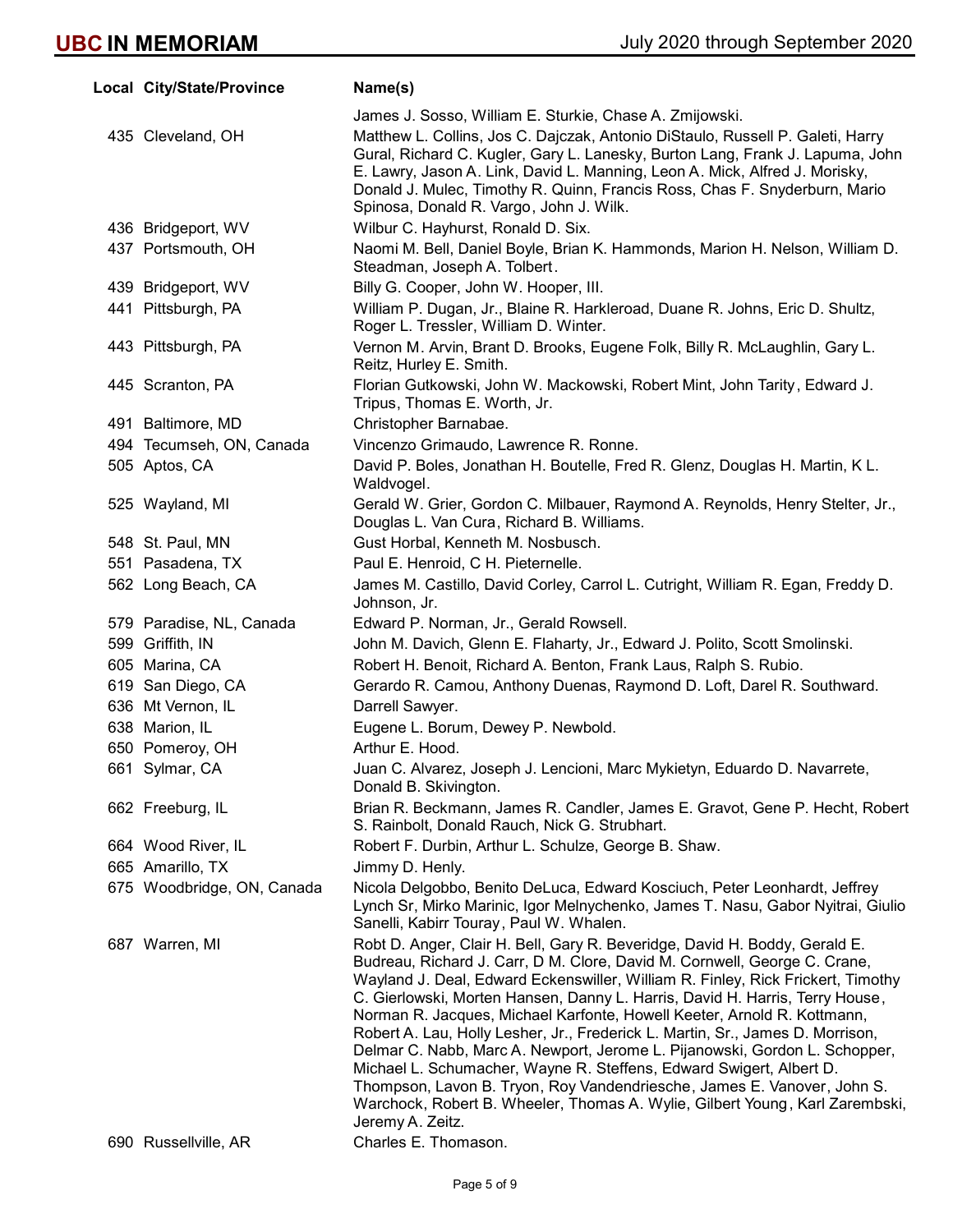| Local | City/State/Province | Name(s) |
|---|---|---|
| | | James J. Sosso, William E. Sturkie, Chase A. Zmijowski. |
| 435 | Cleveland, OH | Matthew L. Collins, Jos C. Dajczak, Antonio DiStaulo, Russell P. Galeti, Harry Gural, Richard C. Kugler, Gary L. Lanesky, Burton Lang, Frank J. Lapuma, John E. Lawry, Jason A. Link, David L. Manning, Leon A. Mick, Alfred J. Morisky, Donald J. Mulec, Timothy R. Quinn, Francis Ross, Chas F. Snyderburn, Mario Spinosa, Donald R. Vargo, John J. Wilk. |
| 436 | Bridgeport, WV | Wilbur C. Hayhurst, Ronald D. Six. |
| 437 | Portsmouth, OH | Naomi M. Bell, Daniel Boyle, Brian K. Hammonds, Marion H. Nelson, William D. Steadman, Joseph A. Tolbert. |
| 439 | Bridgeport, WV | Billy G. Cooper, John W. Hooper, III. |
| 441 | Pittsburgh, PA | William P. Dugan, Jr., Blaine R. Harkleroad, Duane R. Johns, Eric D. Shultz, Roger L. Tressler, William D. Winter. |
| 443 | Pittsburgh, PA | Vernon M. Arvin, Brant D. Brooks, Eugene Folk, Billy R. McLaughlin, Gary L. Reitz, Hurley E. Smith. |
| 445 | Scranton, PA | Florian Gutkowski, John W. Mackowski, Robert Mint, John Tarity, Edward J. Tripus, Thomas E. Worth, Jr. |
| 491 | Baltimore, MD | Christopher Barnabae. |
| 494 | Tecumseh, ON, Canada | Vincenzo Grimaudo, Lawrence R. Ronne. |
| 505 | Aptos, CA | David P. Boles, Jonathan H. Boutelle, Fred R. Glenz, Douglas H. Martin, K L. Waldvogel. |
| 525 | Wayland, MI | Gerald W. Grier, Gordon C. Milbauer, Raymond A. Reynolds, Henry Stelter, Jr., Douglas L. Van Cura, Richard B. Williams. |
| 548 | St. Paul, MN | Gust Horbal, Kenneth M. Nosbusch. |
| 551 | Pasadena, TX | Paul E. Henroid, C H. Pieternelle. |
| 562 | Long Beach, CA | James M. Castillo, David Corley, Carrol L. Cutright, William R. Egan, Freddy D. Johnson, Jr. |
| 579 | Paradise, NL, Canada | Edward P. Norman, Jr., Gerald Rowsell. |
| 599 | Griffith, IN | John M. Davich, Glenn E. Flaharty, Jr., Edward J. Polito, Scott Smolinski. |
| 605 | Marina, CA | Robert H. Benoit, Richard A. Benton, Frank Laus, Ralph S. Rubio. |
| 619 | San Diego, CA | Gerardo R. Camou, Anthony Duenas, Raymond D. Loft, Darel R. Southward. |
| 636 | Mt Vernon, IL | Darrell Sawyer. |
| 638 | Marion, IL | Eugene L. Borum, Dewey P. Newbold. |
| 650 | Pomeroy, OH | Arthur E. Hood. |
| 661 | Sylmar, CA | Juan C. Alvarez, Joseph J. Lencioni, Marc Mykietyn, Eduardo D. Navarrete, Donald B. Skivington. |
| 662 | Freeburg, IL | Brian R. Beckmann, James R. Candler, James E. Gravot, Gene P. Hecht, Robert S. Rainbolt, Donald Rauch, Nick G. Strubhart. |
| 664 | Wood River, IL | Robert F. Durbin, Arthur L. Schulze, George B. Shaw. |
| 665 | Amarillo, TX | Jimmy D. Henly. |
| 675 | Woodbridge, ON, Canada | Nicola Delgobbo, Benito DeLuca, Edward Kosciuch, Peter Leonhardt, Jeffrey Lynch Sr, Mirko Marinic, Igor Melnychenko, James T. Nasu, Gabor Nyitrai, Giulio Sanelli, Kabirr Touray, Paul W. Whalen. |
| 687 | Warren, MI | Robt D. Anger, Clair H. Bell, Gary R. Beveridge, David H. Boddy, Gerald E. Budreau, Richard J. Carr, D M. Clore, David M. Cornwell, George C. Crane, Wayland J. Deal, Edward Eckenswiller, William R. Finley, Rick Frickert, Timothy C. Gierlowski, Morten Hansen, Danny L. Harris, David H. Harris, Terry House, Norman R. Jacques, Michael Karfonte, Howell Keeter, Arnold R. Kottmann, Robert A. Lau, Holly Lesher, Jr., Frederick L. Martin, Sr., James D. Morrison, Delmar C. Nabb, Marc A. Newport, Jerome L. Pijanowski, Gordon L. Schopper, Michael L. Schumacher, Wayne R. Steffens, Edward Swigert, Albert D. Thompson, Lavon B. Tryon, Roy Vandendriesche, James E. Vanover, John S. Warchock, Robert B. Wheeler, Thomas A. Wylie, Gilbert Young, Karl Zarembski, Jeremy A. Zeitz. |
| 690 | Russellville, AR | Charles E. Thomason. |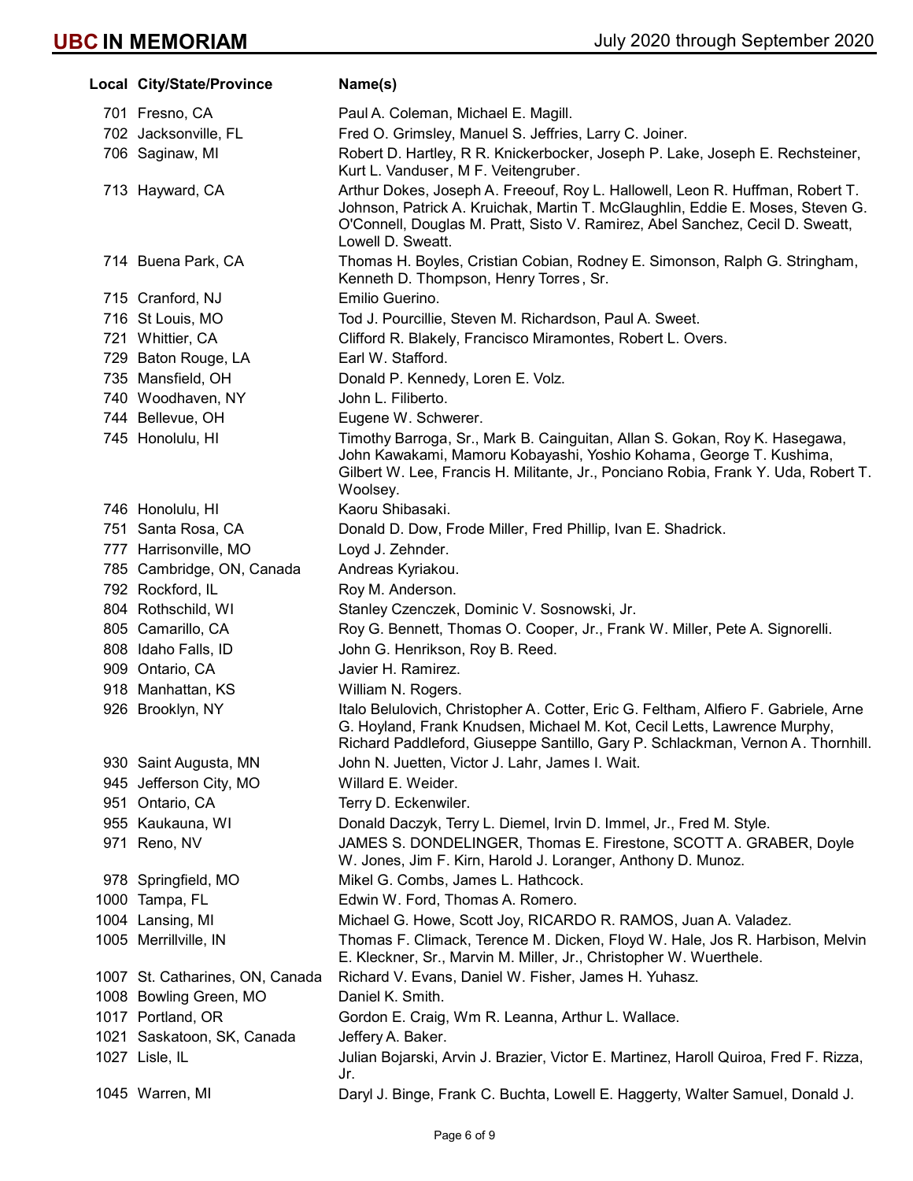| Local | City/State/Province | Name(s) |
|---|---|---|
| 701 | Fresno, CA | Paul A. Coleman, Michael E. Magill. |
| 702 | Jacksonville, FL | Fred O. Grimsley, Manuel S. Jeffries, Larry C. Joiner. |
| 706 | Saginaw, MI | Robert D. Hartley, R R. Knickerbocker, Joseph P. Lake, Joseph E. Rechsteiner, Kurt L. Vanduser, M F. Veitengruber. |
| 713 | Hayward, CA | Arthur Dokes, Joseph A. Freeouf, Roy L. Hallowell, Leon R. Huffman, Robert T. Johnson, Patrick A. Kruichak, Martin T. McGlaughlin, Eddie E. Moses, Steven G. O'Connell, Douglas M. Pratt, Sisto V. Ramirez, Abel Sanchez, Cecil D. Sweatt, Lowell D. Sweatt. |
| 714 | Buena Park, CA | Thomas H. Boyles, Cristian Cobian, Rodney E. Simonson, Ralph G. Stringham, Kenneth D. Thompson, Henry Torres, Sr. |
| 715 | Cranford, NJ | Emilio Guerino. |
| 716 | St Louis, MO | Tod J. Pourcillie, Steven M. Richardson, Paul A. Sweet. |
| 721 | Whittier, CA | Clifford R. Blakely, Francisco Miramontes, Robert L. Overs. |
| 729 | Baton Rouge, LA | Earl W. Stafford. |
| 735 | Mansfield, OH | Donald P. Kennedy, Loren E. Volz. |
| 740 | Woodhaven, NY | John L. Filiberto. |
| 744 | Bellevue, OH | Eugene W. Schwerer. |
| 745 | Honolulu, HI | Timothy Barroga, Sr., Mark B. Cainguitan, Allan S. Gokan, Roy K. Hasegawa, John Kawakami, Mamoru Kobayashi, Yoshio Kohama, George T. Kushima, Gilbert W. Lee, Francis H. Militante, Jr., Ponciano Robia, Frank Y. Uda, Robert T. Woolsey. |
| 746 | Honolulu, HI | Kaoru Shibasaki. |
| 751 | Santa Rosa, CA | Donald D. Dow, Frode Miller, Fred Phillip, Ivan E. Shadrick. |
| 777 | Harrisonville, MO | Loyd J. Zehnder. |
| 785 | Cambridge, ON, Canada | Andreas Kyriakou. |
| 792 | Rockford, IL | Roy M. Anderson. |
| 804 | Rothschild, WI | Stanley Czenczek, Dominic V. Sosnowski, Jr. |
| 805 | Camarillo, CA | Roy G. Bennett, Thomas O. Cooper, Jr., Frank W. Miller, Pete A. Signorelli. |
| 808 | Idaho Falls, ID | John G. Henrikson, Roy B. Reed. |
| 909 | Ontario, CA | Javier H. Ramirez. |
| 918 | Manhattan, KS | William N. Rogers. |
| 926 | Brooklyn, NY | Italo Belulovich, Christopher A. Cotter, Eric G. Feltham, Alfiero F. Gabriele, Arne G. Hoyland, Frank Knudsen, Michael M. Kot, Cecil Letts, Lawrence Murphy, Richard Paddleford, Giuseppe Santillo, Gary P. Schlackman, Vernon A. Thornhill. |
| 930 | Saint Augusta, MN | John N. Juetten, Victor J. Lahr, James I. Wait. |
| 945 | Jefferson City, MO | Willard E. Weider. |
| 951 | Ontario, CA | Terry D. Eckenwiler. |
| 955 | Kaukauna, WI | Donald Daczyk, Terry L. Diemel, Irvin D. Immel, Jr., Fred M. Style. |
| 971 | Reno, NV | JAMES S. DONDELINGER, Thomas E. Firestone, SCOTT A. GRABER, Doyle W. Jones, Jim F. Kirn, Harold J. Loranger, Anthony D. Munoz. |
| 978 | Springfield, MO | Mikel G. Combs, James L. Hathcock. |
| 1000 | Tampa, FL | Edwin W. Ford, Thomas A. Romero. |
| 1004 | Lansing, MI | Michael G. Howe, Scott Joy, RICARDO R. RAMOS, Juan A. Valadez. |
| 1005 | Merrillville, IN | Thomas F. Climack, Terence M. Dicken, Floyd W. Hale, Jos R. Harbison, Melvin E. Kleckner, Sr., Marvin M. Miller, Jr., Christopher W. Wuerthele. |
| 1007 | St. Catharines, ON, Canada | Richard V. Evans, Daniel W. Fisher, James H. Yuhasz. |
| 1008 | Bowling Green, MO | Daniel K. Smith. |
| 1017 | Portland, OR | Gordon E. Craig, Wm R. Leanna, Arthur L. Wallace. |
| 1021 | Saskatoon, SK, Canada | Jeffery A. Baker. |
| 1027 | Lisle, IL | Julian Bojarski, Arvin J. Brazier, Victor E. Martinez, Haroll Quiroa, Fred F. Rizza, Jr. |
| 1045 | Warren, MI | Daryl J. Binge, Frank C. Buchta, Lowell E. Haggerty, Walter Samuel, Donald J. |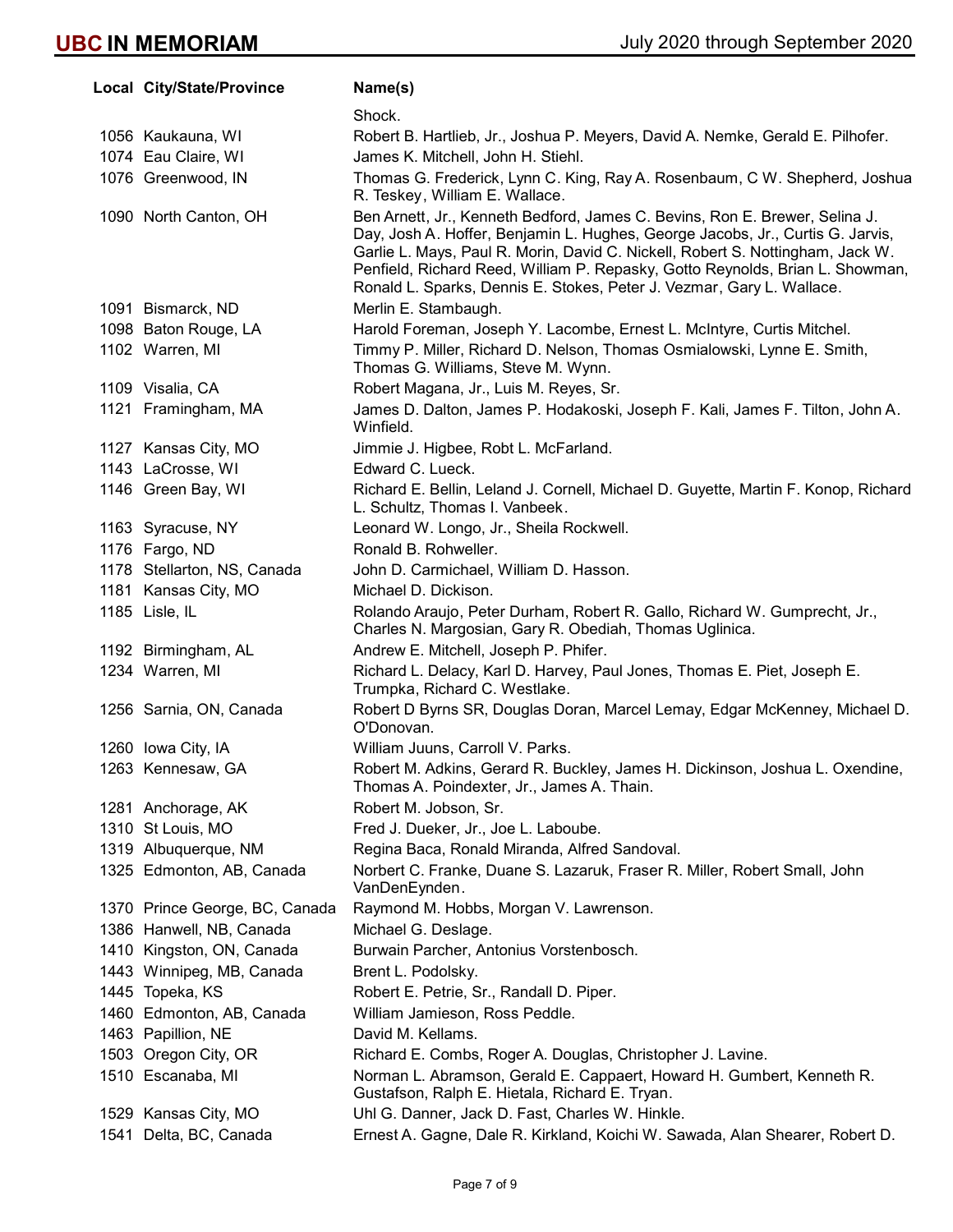| Local | City/State/Province | Name(s) |
|---|---|---|
| | | Shock. |
| 1056 | Kaukauna, WI | Robert B. Hartlieb, Jr., Joshua P. Meyers, David A. Nemke, Gerald E. Pilhofer. |
| 1074 | Eau Claire, WI | James K. Mitchell, John H. Stiehl. |
| 1076 | Greenwood, IN | Thomas G. Frederick, Lynn C. King, Ray A. Rosenbaum, C W. Shepherd, Joshua R. Teskey, William E. Wallace. |
| 1090 | North Canton, OH | Ben Arnett, Jr., Kenneth Bedford, James C. Bevins, Ron E. Brewer, Selina J. Day, Josh A. Hoffer, Benjamin L. Hughes, George Jacobs, Jr., Curtis G. Jarvis, Garlie L. Mays, Paul R. Morin, David C. Nickell, Robert S. Nottingham, Jack W. Penfield, Richard Reed, William P. Repasky, Gotto Reynolds, Brian L. Showman, Ronald L. Sparks, Dennis E. Stokes, Peter J. Vezmar, Gary L. Wallace. |
| 1091 | Bismarck, ND | Merlin E. Stambaugh. |
| 1098 | Baton Rouge, LA | Harold Foreman, Joseph Y. Lacombe, Ernest L. McIntyre, Curtis Mitchel. |
| 1102 | Warren, MI | Timmy P. Miller, Richard D. Nelson, Thomas Osmialowski, Lynne E. Smith, Thomas G. Williams, Steve M. Wynn. |
| 1109 | Visalia, CA | Robert Magana, Jr., Luis M. Reyes, Sr. |
| 1121 | Framingham, MA | James D. Dalton, James P. Hodakoski, Joseph F. Kali, James F. Tilton, John A. Winfield. |
| 1127 | Kansas City, MO | Jimmie J. Higbee, Robt L. McFarland. |
| 1143 | LaCrosse, WI | Edward C. Lueck. |
| 1146 | Green Bay, WI | Richard E. Bellin, Leland J. Cornell, Michael D. Guyette, Martin F. Konop, Richard L. Schultz, Thomas I. Vanbeek. |
| 1163 | Syracuse, NY | Leonard W. Longo, Jr., Sheila Rockwell. |
| 1176 | Fargo, ND | Ronald B. Rohweller. |
| 1178 | Stellarton, NS, Canada | John D. Carmichael, William D. Hasson. |
| 1181 | Kansas City, MO | Michael D. Dickison. |
| 1185 | Lisle, IL | Rolando Araujo, Peter Durham, Robert R. Gallo, Richard W. Gumprecht, Jr., Charles N. Margosian, Gary R. Obediah, Thomas Uglinica. |
| 1192 | Birmingham, AL | Andrew E. Mitchell, Joseph P. Phifer. |
| 1234 | Warren, MI | Richard L. Delacy, Karl D. Harvey, Paul Jones, Thomas E. Piet, Joseph E. Trumpka, Richard C. Westlake. |
| 1256 | Sarnia, ON, Canada | Robert D Byrns SR, Douglas Doran, Marcel Lemay, Edgar McKenney, Michael D. O'Donovan. |
| 1260 | Iowa City, IA | William Juuns, Carroll V. Parks. |
| 1263 | Kennesaw, GA | Robert M. Adkins, Gerard R. Buckley, James H. Dickinson, Joshua L. Oxendine, Thomas A. Poindexter, Jr., James A. Thain. |
| 1281 | Anchorage, AK | Robert M. Jobson, Sr. |
| 1310 | St Louis, MO | Fred J. Dueker, Jr., Joe L. Laboube. |
| 1319 | Albuquerque, NM | Regina Baca, Ronald Miranda, Alfred Sandoval. |
| 1325 | Edmonton, AB, Canada | Norbert C. Franke, Duane S. Lazaruk, Fraser R. Miller, Robert Small, John VanDenEynden. |
| 1370 | Prince George, BC, Canada | Raymond M. Hobbs, Morgan V. Lawrenson. |
| 1386 | Hanwell, NB, Canada | Michael G. Deslage. |
| 1410 | Kingston, ON, Canada | Burwain Parcher, Antonius Vorstenbosch. |
| 1443 | Winnipeg, MB, Canada | Brent L. Podolsky. |
| 1445 | Topeka, KS | Robert E. Petrie, Sr., Randall D. Piper. |
| 1460 | Edmonton, AB, Canada | William Jamieson, Ross Peddle. |
| 1463 | Papillion, NE | David M. Kellams. |
| 1503 | Oregon City, OR | Richard E. Combs, Roger A. Douglas, Christopher J. Lavine. |
| 1510 | Escanaba, MI | Norman L. Abramson, Gerald E. Cappaert, Howard H. Gumbert, Kenneth R. Gustafson, Ralph E. Hietala, Richard E. Tryan. |
| 1529 | Kansas City, MO | Uhl G. Danner, Jack D. Fast, Charles W. Hinkle. |
| 1541 | Delta, BC, Canada | Ernest A. Gagne, Dale R. Kirkland, Koichi W. Sawada, Alan Shearer, Robert D. |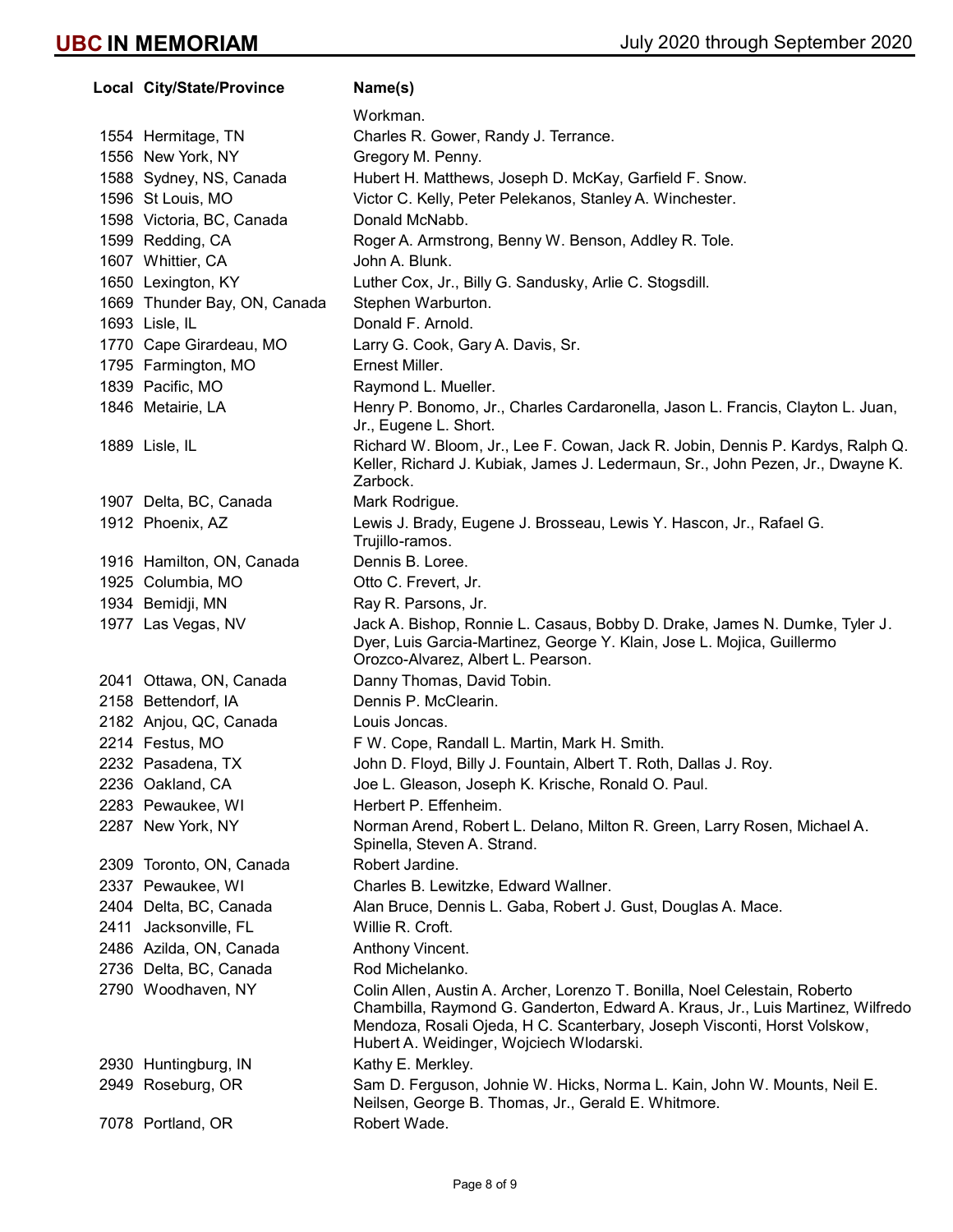| Local | City/State/Province | Name(s) |
|---|---|---|
| | | Workman. |
| 1554 | Hermitage, TN | Charles R. Gower, Randy J. Terrance. |
| 1556 | New York, NY | Gregory M. Penny. |
| 1588 | Sydney, NS, Canada | Hubert H. Matthews, Joseph D. McKay, Garfield F. Snow. |
| 1596 | St Louis, MO | Victor C. Kelly, Peter Pelekanos, Stanley A. Winchester. |
| 1598 | Victoria, BC, Canada | Donald McNabb. |
| 1599 | Redding, CA | Roger A. Armstrong, Benny W. Benson, Addley R. Tole. |
| 1607 | Whittier, CA | John A. Blunk. |
| 1650 | Lexington, KY | Luther Cox, Jr., Billy G. Sandusky, Arlie C. Stogsdill. |
| 1669 | Thunder Bay, ON, Canada | Stephen Warburton. |
| 1693 | Lisle, IL | Donald F. Arnold. |
| 1770 | Cape Girardeau, MO | Larry G. Cook, Gary A. Davis, Sr. |
| 1795 | Farmington, MO | Ernest Miller. |
| 1839 | Pacific, MO | Raymond L. Mueller. |
| 1846 | Metairie, LA | Henry P. Bonomo, Jr., Charles Cardaronella, Jason L. Francis, Clayton L. Juan, Jr., Eugene L. Short. |
| 1889 | Lisle, IL | Richard W. Bloom, Jr., Lee F. Cowan, Jack R. Jobin, Dennis P. Kardys, Ralph Q. Keller, Richard J. Kubiak, James J. Ledermaun, Sr., John Pezen, Jr., Dwayne K. Zarbock. |
| 1907 | Delta, BC, Canada | Mark Rodrigue. |
| 1912 | Phoenix, AZ | Lewis J. Brady, Eugene J. Brosseau, Lewis Y. Hascon, Jr., Rafael G. Trujillo-ramos. |
| 1916 | Hamilton, ON, Canada | Dennis B. Loree. |
| 1925 | Columbia, MO | Otto C. Frevert, Jr. |
| 1934 | Bemidji, MN | Ray R. Parsons, Jr. |
| 1977 | Las Vegas, NV | Jack A. Bishop, Ronnie L. Casaus, Bobby D. Drake, James N. Dumke, Tyler J. Dyer, Luis Garcia-Martinez, George Y. Klain, Jose L. Mojica, Guillermo Orozco-Alvarez, Albert L. Pearson. |
| 2041 | Ottawa, ON, Canada | Danny Thomas, David Tobin. |
| 2158 | Bettendorf, IA | Dennis P. McClearin. |
| 2182 | Anjou, QC, Canada | Louis Joncas. |
| 2214 | Festus, MO | F W. Cope, Randall L. Martin, Mark H. Smith. |
| 2232 | Pasadena, TX | John D. Floyd, Billy J. Fountain, Albert T. Roth, Dallas J. Roy. |
| 2236 | Oakland, CA | Joe L. Gleason, Joseph K. Krische, Ronald O. Paul. |
| 2283 | Pewaukee, WI | Herbert P. Effenheim. |
| 2287 | New York, NY | Norman Arend, Robert L. Delano, Milton R. Green, Larry Rosen, Michael A. Spinella, Steven A. Strand. |
| 2309 | Toronto, ON, Canada | Robert Jardine. |
| 2337 | Pewaukee, WI | Charles B. Lewitzke, Edward Wallner. |
| 2404 | Delta, BC, Canada | Alan Bruce, Dennis L. Gaba, Robert J. Gust, Douglas A. Mace. |
| 2411 | Jacksonville, FL | Willie R. Croft. |
| 2486 | Azilda, ON, Canada | Anthony Vincent. |
| 2736 | Delta, BC, Canada | Rod Michelanko. |
| 2790 | Woodhaven, NY | Colin Allen, Austin A. Archer, Lorenzo T. Bonilla, Noel Celestain, Roberto Chambilla, Raymond G. Ganderton, Edward A. Kraus, Jr., Luis Martinez, Wilfredo Mendoza, Rosali Ojeda, H C. Scanterbary, Joseph Visconti, Horst Volskow, Hubert A. Weidinger, Wojciech Wlodarski. |
| 2930 | Huntingburg, IN | Kathy E. Merkley. |
| 2949 | Roseburg, OR | Sam D. Ferguson, Johnie W. Hicks, Norma L. Kain, John W. Mounts, Neil E. Neilsen, George B. Thomas, Jr., Gerald E. Whitmore. |
| 7078 | Portland, OR | Robert Wade. |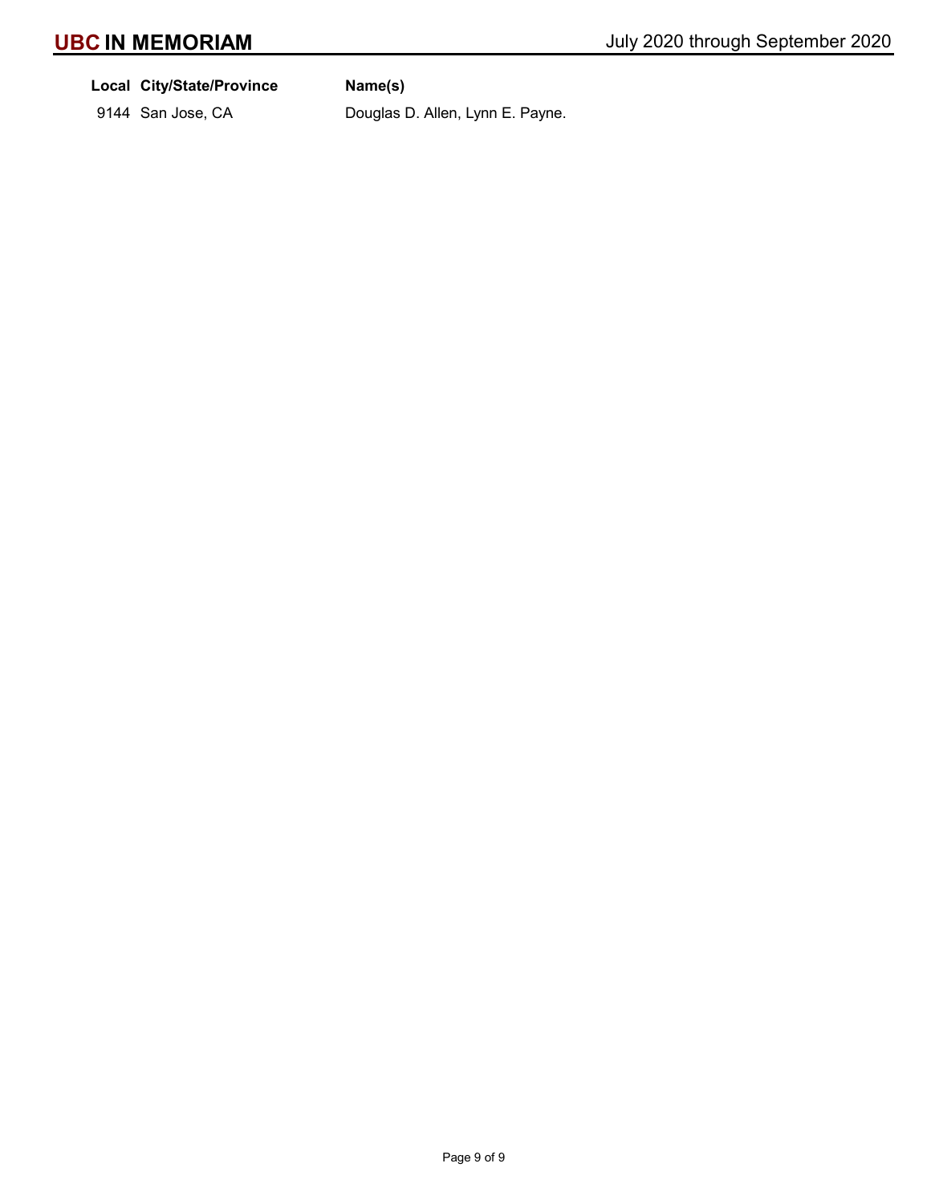| Local | City/State/Province | Name(s) |
|---|---|---|
| 9144 | San Jose, CA | Douglas D. Allen, Lynn E. Payne. |